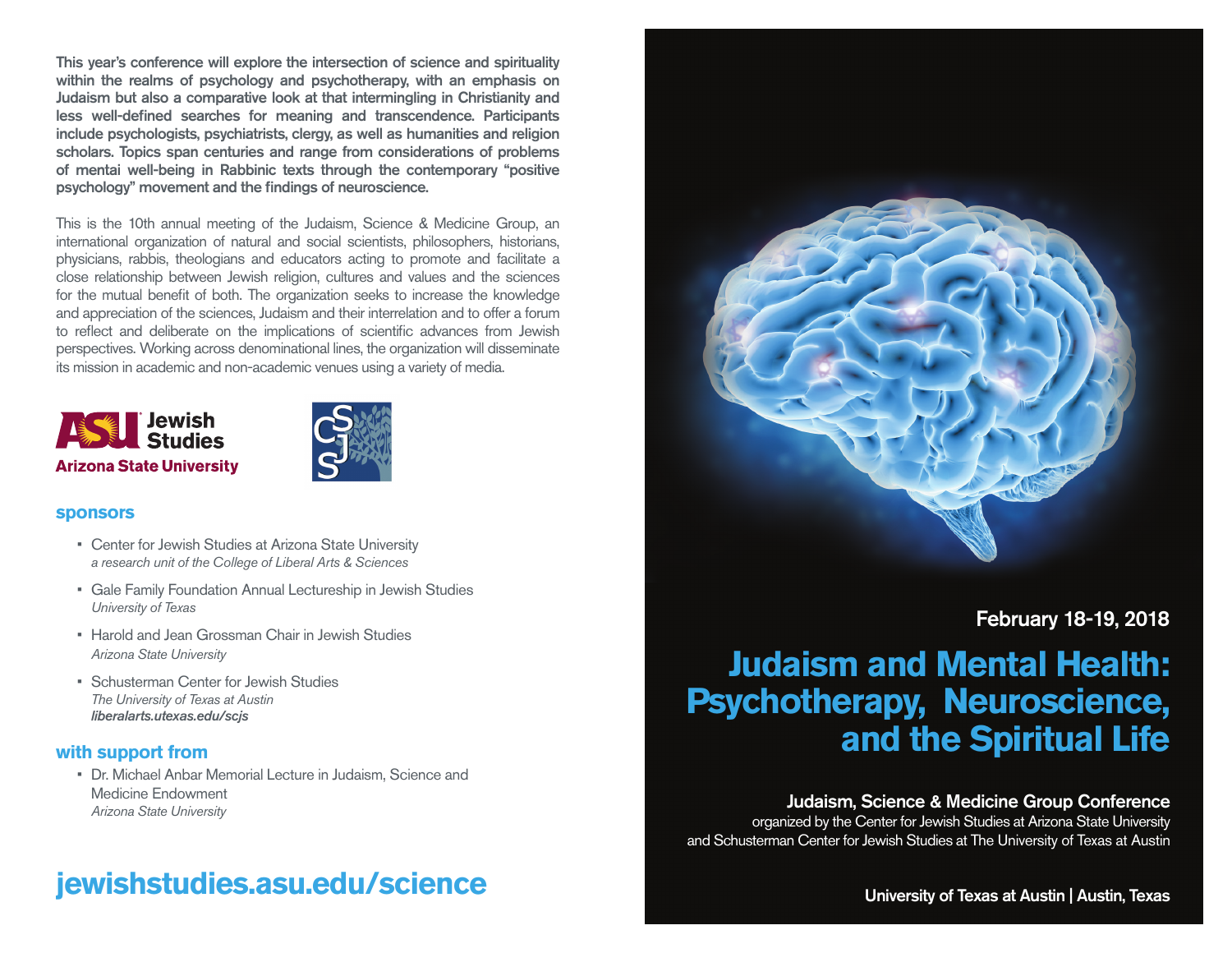**This year's conference will explore the intersection of science and spirituality within the realms of psychology and psychotherapy, with an emphasis on Judaism but also a comparative look at that intermingling in Christianity and less well-defined searches for meaning and transcendence. Participants include psychologists, psychiatrists, clergy, as well as humanities and religion scholars. Topics span centuries and range from considerations of problems of mentai well-being in Rabbinic texts through the contemporary "positive psychology" movement and the findings of neuroscience.**

This is the 10th annual meeting of the Judaism, Science & Medicine Group, an international organization of natural and social scientists, philosophers, historians, physicians, rabbis, theologians and educators acting to promote and facilitate a close relationship between Jewish religion, cultures and values and the sciences for the mutual benefit of both. The organization seeks to increase the knowledge and appreciation of the sciences, Judaism and their interrelation and to offer a forum to reflect and deliberate on the implications of scientific advances from Jewish perspectives. Working across denominational lines, the organization will disseminate its mission in academic and non-academic venues using a variety of media.

ASU Jewish Studies
Arizona State University

SCJS

## sponsors

- Center for Jewish Studies at Arizona State University
  *a research unit of the College of Liberal Arts & Sciences*
- Gale Family Foundation Annual Lectureship in Jewish Studies
  *University of Texas*
- Harold and Jean Grossman Chair in Jewish Studies
  *Arizona State University*
- Schusterman Center for Jewish Studies
  *The University of Texas at Austin*
  ***liberalarts.utexas.edu/scjs***

## with support from

- Dr. Michael Anbar Memorial Lecture in Judaism, Science and Medicine Endowment
  *Arizona State University*

## jewishstudies.asu.edu/science

**February 18-19, 2018**

# Judaism and Mental Health: Psychotherapy, Neuroscience, and the Spiritual Life

**Judaism, Science & Medicine Group Conference**

organized by the Center for Jewish Studies at Arizona State University and Schusterman Center for Jewish Studies at The University of Texas at Austin

**University of Texas at Austin | Austin, Texas**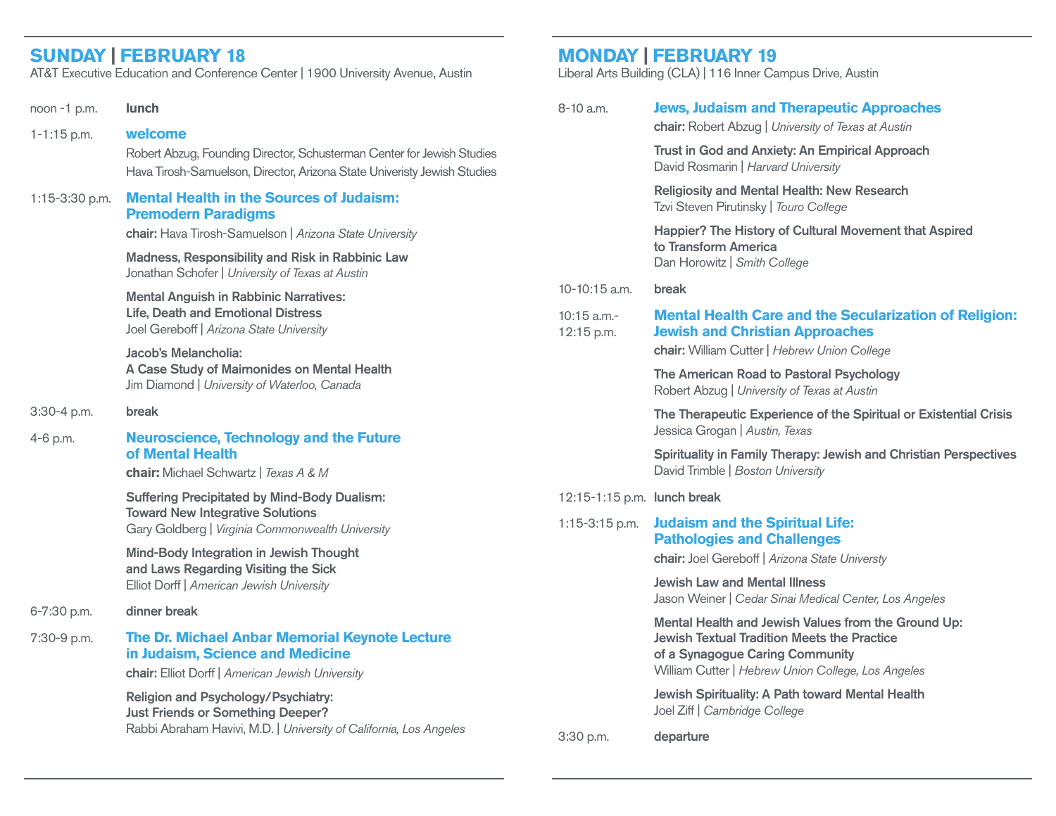## SUNDAY | FEBRUARY 18

AT&T Executive Education and Conference Center | 1900 University Avenue, Austin

noon -1 p.m. **lunch**

1-1:15 p.m. **welcome**

Robert Abzug, Founding Director, Schusterman Center for Jewish Studies
Hava Tirosh-Samuelson, Director, Arizona State Univeristy Jewish Studies

1:15-3:30 p.m. **Mental Health in the Sources of Judaism: Premodern Paradigms**

**chair:** Hava Tirosh-Samuelson | *Arizona State University*

**Madness, Responsibility and Risk in Rabbinic Law**
Jonathan Schofer | *University of Texas at Austin*

**Mental Anguish in Rabbinic Narratives: Life, Death and Emotional Distress**
Joel Gereboff | *Arizona State University*

**Jacob's Melancholia: A Case Study of Maimonides on Mental Health**
Jim Diamond | *University of Waterloo, Canada*

3:30-4 p.m. **break**

4-6 p.m. **Neuroscience, Technology and the Future of Mental Health**

**chair:** Michael Schwartz | *Texas A & M*

**Suffering Precipitated by Mind-Body Dualism: Toward New Integrative Solutions**
Gary Goldberg | *Virginia Commonwealth University*

**Mind-Body Integration in Jewish Thought and Laws Regarding Visiting the Sick**
Elliot Dorff | *American Jewish University*

6-7:30 p.m. **dinner break**

7:30-9 p.m. **The Dr. Michael Anbar Memorial Keynote Lecture in Judaism, Science and Medicine**

**chair:** Elliot Dorff | *American Jewish University*

**Religion and Psychology/Psychiatry: Just Friends or Something Deeper?**
Rabbi Abraham Havivi, M.D. | *University of California, Los Angeles*

## MONDAY | FEBRUARY 19

Liberal Arts Building (CLA) | 116 Inner Campus Drive, Austin

8-10 a.m. **Jews, Judaism and Therapeutic Approaches**

**chair:** Robert Abzug | *University of Texas at Austin*

**Trust in God and Anxiety: An Empirical Approach**
David Rosmarin | *Harvard University*

**Religiosity and Mental Health: New Research**
Tzvi Steven Pirutinsky | *Touro College*

**Happier? The History of Cultural Movement that Aspired to Transform America**
Dan Horowitz | *Smith College*

10-10:15 a.m. **break**

10:15 a.m.-12:15 p.m. **Mental Health Care and the Secularization of Religion: Jewish and Christian Approaches**

**chair:** William Cutter | *Hebrew Union College*

**The American Road to Pastoral Psychology**
Robert Abzug | *University of Texas at Austin*

**The Therapeutic Experience of the Spiritual or Existential Crisis**
Jessica Grogan | *Austin, Texas*

**Spirituality in Family Therapy: Jewish and Christian Perspectives**
David Trimble | *Boston University*

12:15-1:15 p.m. **lunch break**

1:15-3:15 p.m. **Judaism and the Spiritual Life: Pathologies and Challenges**

**chair:** Joel Gereboff | *Arizona State Universty*

**Jewish Law and Mental Illness**
Jason Weiner | *Cedar Sinai Medical Center, Los Angeles*

**Mental Health and Jewish Values from the Ground Up: Jewish Textual Tradition Meets the Practice of a Synagogue Caring Community**
William Cutter | *Hebrew Union College, Los Angeles*

**Jewish Spirituality: A Path toward Mental Health**
Joel Ziff | *Cambridge College*

3:30 p.m. **departure**